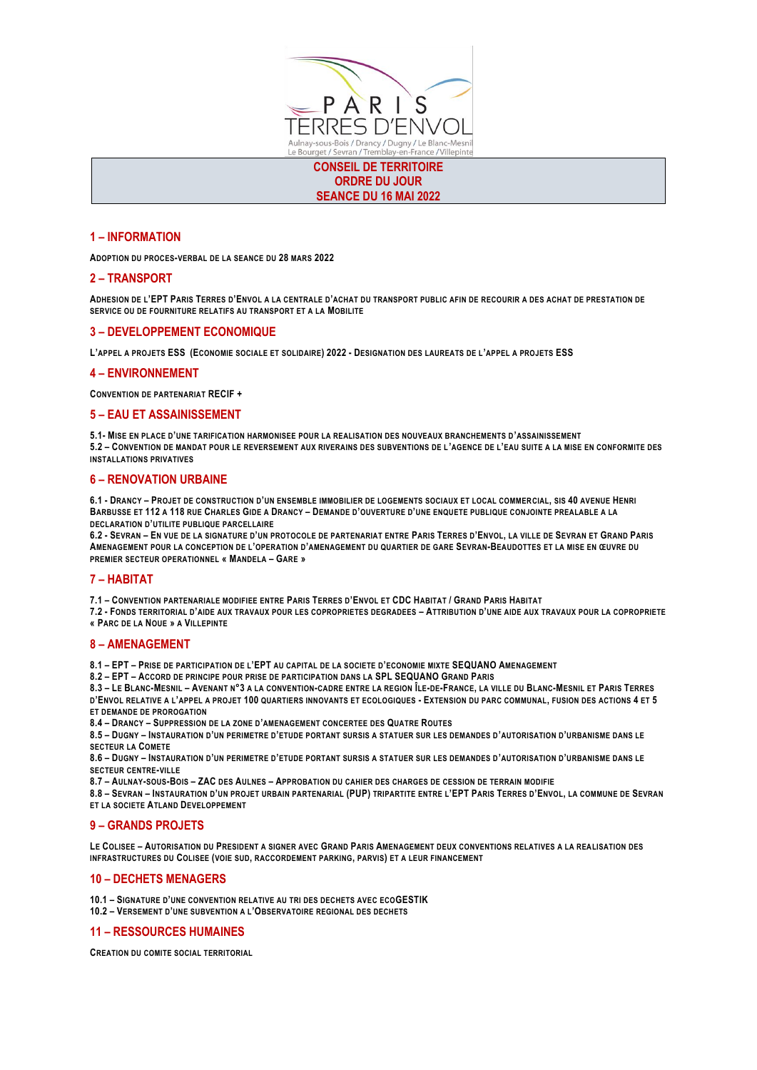PARIS TERRES D'ENVOL

Aulnay-sous-Bois / Drancy / Dugny / Le Blanc-Mesnil
Le Bourget / Sevran / Tremblay-en-France / Villepinte

# CONSEIL DE TERRITOIRE
# ORDRE DU JOUR
# SEANCE DU 16 MAI 2022

## 1 – INFORMATION

ADOPTION DU PROCES-VERBAL DE LA SEANCE DU 28 MARS 2022

## 2 – TRANSPORT

ADHESION DE L'EPT PARIS TERRES D'ENVOL A LA CENTRALE D'ACHAT DU TRANSPORT PUBLIC AFIN DE RECOURIR A DES ACHAT DE PRESTATION DE SERVICE OU DE FOURNITURE RELATIFS AU TRANSPORT ET A LA MOBILITE

## 3 – DEVELOPPEMENT ECONOMIQUE

L'APPEL A PROJETS ESS (ECONOMIE SOCIALE ET SOLIDAIRE) 2022 - DESIGNATION DES LAUREATS DE L'APPEL A PROJETS ESS

## 4 – ENVIRONNEMENT

CONVENTION DE PARTENARIAT RECIF +

## 5 – EAU ET ASSAINISSEMENT

5.1- MISE EN PLACE D'UNE TARIFICATION HARMONISEE POUR LA REALISATION DES NOUVEAUX BRANCHEMENTS D'ASSAINISSEMENT
5.2 – CONVENTION DE MANDAT POUR LE REVERSEMENT AUX RIVERAINS DES SUBVENTIONS DE L'AGENCE DE L'EAU SUITE A LA MISE EN CONFORMITE DES INSTALLATIONS PRIVATIVES

## 6 – RENOVATION URBAINE

6.1 - DRANCY – PROJET DE CONSTRUCTION D'UN ENSEMBLE IMMOBILIER DE LOGEMENTS SOCIAUX ET LOCAL COMMERCIAL, SIS 40 AVENUE HENRI BARBUSSE ET 112 A 118 RUE CHARLES GIDE A DRANCY – DEMANDE D'OUVERTURE D'UNE ENQUETE PUBLIQUE CONJOINTE PREALABLE A LA DECLARATION D'UTILITE PUBLIQUE PARCELLAIRE
6.2 - SEVRAN – EN VUE DE LA SIGNATURE D'UN PROTOCOLE DE PARTENARIAT ENTRE PARIS TERRES D'ENVOL, LA VILLE DE SEVRAN ET GRAND PARIS AMENAGEMENT POUR LA CONCEPTION DE L'OPERATION D'AMENAGEMENT DU QUARTIER DE GARE SEVRAN-BEAUDOTTES ET LA MISE EN ŒUVRE DU PREMIER SECTEUR OPERATIONNEL « MANDELA – GARE »

## 7 – HABITAT

7.1 – CONVENTION PARTENARIALE MODIFIEE ENTRE PARIS TERRES D'ENVOL ET CDC HABITAT / GRAND PARIS HABITAT
7.2 - FONDS TERRITORIAL D'AIDE AUX TRAVAUX POUR LES COPROPRIETES DEGRADEES – ATTRIBUTION D'UNE AIDE AUX TRAVAUX POUR LA COPROPRIETE « PARC DE LA NOUE » A VILLEPINTE

## 8 – AMENAGEMENT

8.1 – EPT – PRISE DE PARTICIPATION DE L'EPT AU CAPITAL DE LA SOCIETE D'ECONOMIE MIXTE SEQUANO AMENAGEMENT
8.2 – EPT – ACCORD DE PRINCIPE POUR PRISE DE PARTICIPATION DANS LA SPL SEQUANO GRAND PARIS
8.3 – LE BLANC-MESNIL – AVENANT N°3 A LA CONVENTION-CADRE ENTRE LA REGION ÎLE-DE-FRANCE, LA VILLE DU BLANC-MESNIL ET PARIS TERRES D'ENVOL RELATIVE A L'APPEL A PROJET 100 QUARTIERS INNOVANTS ET ECOLOGIQUES - EXTENSION DU PARC COMMUNAL, FUSION DES ACTIONS 4 ET 5 ET DEMANDE DE PROROGATION
8.4 – DRANCY – SUPPRESSION DE LA ZONE D'AMENAGEMENT CONCERTEE DES QUATRE ROUTES
8.5 – DUGNY – INSTAURATION D'UN PERIMETRE D'ETUDE PORTANT SURSIS A STATUER SUR LES DEMANDES D'AUTORISATION D'URBANISME DANS LE SECTEUR LA COMETE
8.6 – DUGNY – INSTAURATION D'UN PERIMETRE D'ETUDE PORTANT SURSIS A STATUER SUR LES DEMANDES D'AUTORISATION D'URBANISME DANS LE SECTEUR CENTRE-VILLE
8.7 – AULNAY-SOUS-BOIS – ZAC DES AULNES – APPROBATION DU CAHIER DES CHARGES DE CESSION DE TERRAIN MODIFIE
8.8 – SEVRAN – INSTAURATION D'UN PROJET URBAIN PARTENARIAL (PUP) TRIPARTITE ENTRE L'EPT PARIS TERRES D'ENVOL, LA COMMUNE DE SEVRAN ET LA SOCIETE ATLAND DEVELOPPEMENT

## 9 – GRANDS PROJETS

LE COLISEE – AUTORISATION DU PRESIDENT A SIGNER AVEC GRAND PARIS AMENAGEMENT DEUX CONVENTIONS RELATIVES A LA REALISATION DES INFRASTRUCTURES DU COLISEE (VOIE SUD, RACCORDEMENT PARKING, PARVIS) ET A LEUR FINANCEMENT

## 10 – DECHETS MENAGERS

10.1 – SIGNATURE D'UNE CONVENTION RELATIVE AU TRI DES DECHETS AVEC ECOGESTIK
10.2 – VERSEMENT D'UNE SUBVENTION A L'OBSERVATOIRE REGIONAL DES DECHETS

## 11 – RESSOURCES HUMAINES

CREATION DU COMITE SOCIAL TERRITORIAL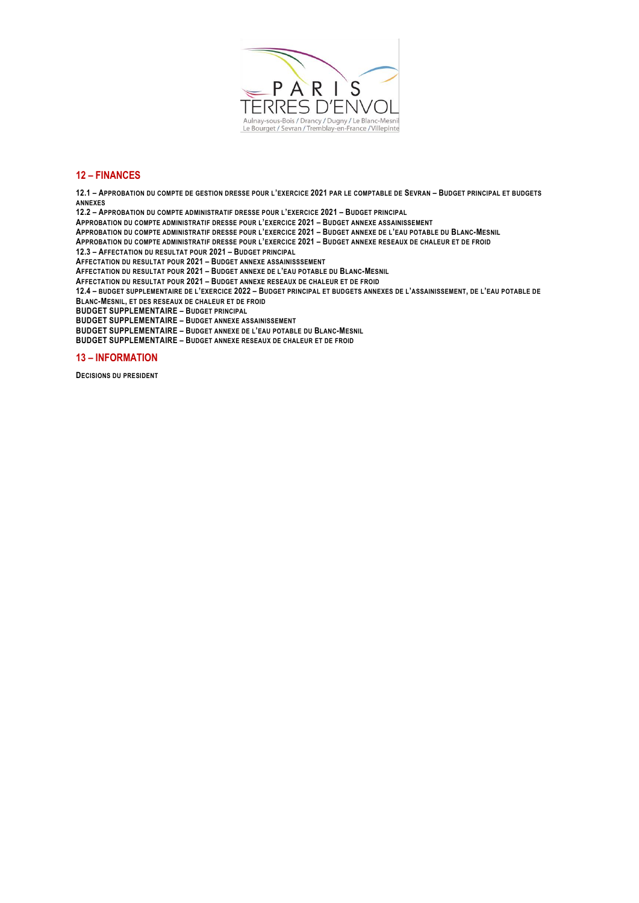## 12 – FINANCES

**12.1 – APPROBATION DU COMPTE DE GESTION DRESSE POUR L'EXERCICE 2021 PAR LE COMPTABLE DE SEVRAN – BUDGET PRINCIPAL ET BUDGETS ANNEXES**

**12.2 – APPROBATION DU COMPTE ADMINISTRATIF DRESSE POUR L'EXERCICE 2021 – BUDGET PRINCIPAL**

**APPROBATION DU COMPTE ADMINISTRATIF DRESSE POUR L'EXERCICE 2021 – BUDGET ANNEXE ASSAINISSEMENT**

**APPROBATION DU COMPTE ADMINISTRATIF DRESSE POUR L'EXERCICE 2021 – BUDGET ANNEXE DE L'EAU POTABLE DU BLANC-MESNIL**

**APPROBATION DU COMPTE ADMINISTRATIF DRESSE POUR L'EXERCICE 2021 – BUDGET ANNEXE RESEAUX DE CHALEUR ET DE FROID**

**12.3 – AFFECTATION DU RESULTAT POUR 2021 – BUDGET PRINCIPAL**

**AFFECTATION DU RESULTAT POUR 2021 – BUDGET ANNEXE ASSAINISSSEMENT**

**AFFECTATION DU RESULTAT POUR 2021 – BUDGET ANNEXE DE L'EAU POTABLE DU BLANC-MESNIL**

**AFFECTATION DU RESULTAT POUR 2021 – BUDGET ANNEXE RESEAUX DE CHALEUR ET DE FROID**

**12.4 – BUDGET SUPPLEMENTAIRE DE L'EXERCICE 2022 – BUDGET PRINCIPAL ET BUDGETS ANNEXES DE L'ASSAINISSEMENT, DE L'EAU POTABLE DE BLANC-MESNIL, ET DES RESEAUX DE CHALEUR ET DE FROID**

**BUDGET SUPPLEMENTAIRE – BUDGET PRINCIPAL**

**BUDGET SUPPLEMENTAIRE – BUDGET ANNEXE ASSAINISSEMENT**

**BUDGET SUPPLEMENTAIRE – BUDGET ANNEXE DE L'EAU POTABLE DU BLANC-MESNIL**

**BUDGET SUPPLEMENTAIRE – BUDGET ANNEXE RESEAUX DE CHALEUR ET DE FROID**

## 13 – INFORMATION

**DECISIONS DU PRESIDENT**